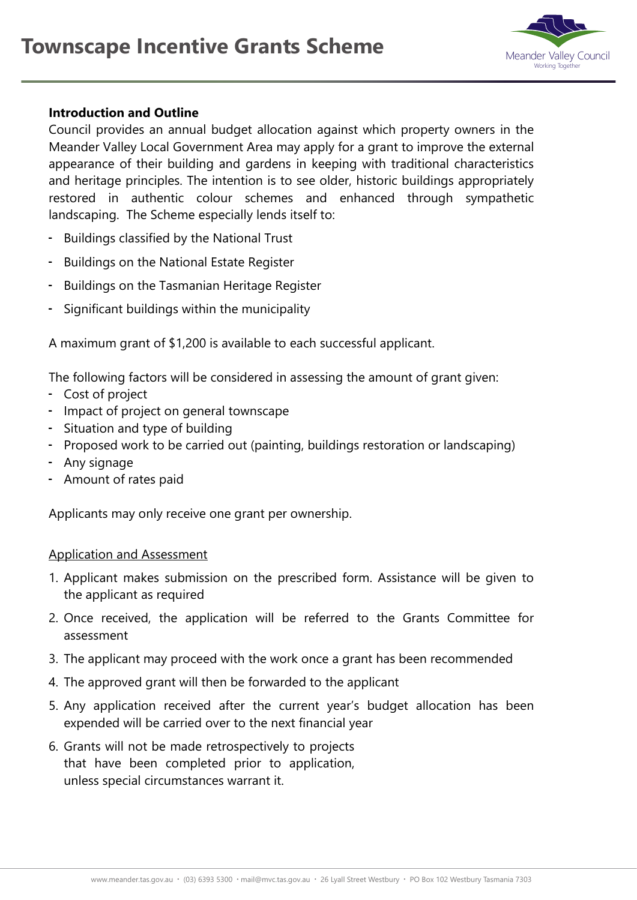# Townscape Incentive Grants Scheme

**Introduction and Outline**

Council provides an annual budget allocation against which property owners in the Meander Valley Local Government Area may apply for a grant to improve the external appearance of their building and gardens in keeping with traditional characteristics and heritage principles. The intention is to see older, historic buildings appropriately restored in authentic colour schemes and enhanced through sympathetic landscaping. The Scheme especially lends itself to:

- Buildings classified by the National Trust
- Buildings on the National Estate Register
- Buildings on the Tasmanian Heritage Register
- Significant buildings within the municipality

A maximum grant of $1,200 is available to each successful applicant.

The following factors will be considered in assessing the amount of grant given:

- Cost of project
- Impact of project on general townscape
- Situation and type of building
- Proposed work to be carried out (painting, buildings restoration or landscaping)
- Any signage
- Amount of rates paid

Applicants may only receive one grant per ownership.

<u>Application and Assessment</u>

1. Applicant makes submission on the prescribed form. Assistance will be given to the applicant as required
2. Once received, the application will be referred to the Grants Committee for assessment
3. The applicant may proceed with the work once a grant has been recommended
4. The approved grant will then be forwarded to the applicant
5. Any application received after the current year's budget allocation has been expended will be carried over to the next financial year
6. Grants will not be made retrospectively to projects that have been completed prior to application, unless special circumstances warrant it.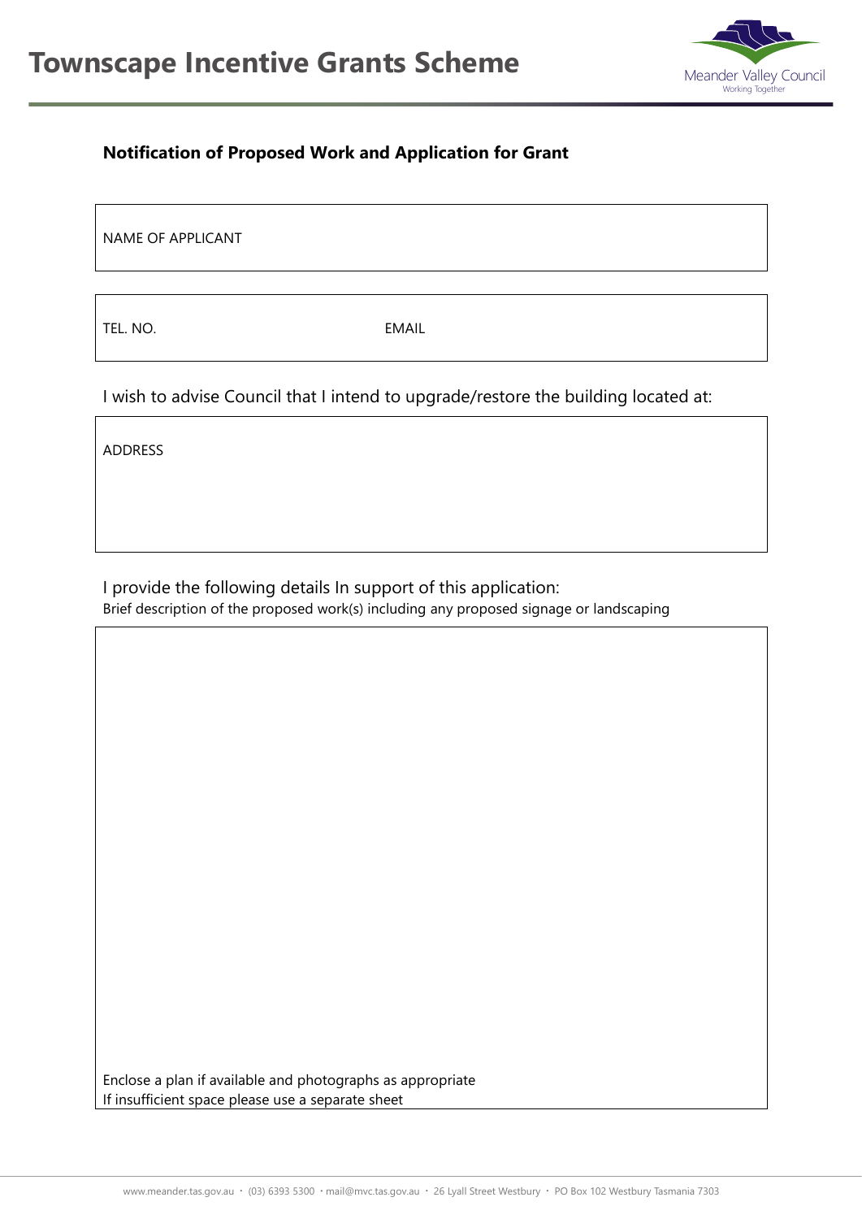# Townscape Incentive Grants Scheme

Meander Valley Council
Working Together

**Notification of Proposed Work and Application for Grant**

NAME OF APPLICANT

TEL. NO. EMAIL

I wish to advise Council that I intend to upgrade/restore the building located at:

ADDRESS

I provide the following details In support of this application:

Brief description of the proposed work(s) including any proposed signage or landscaping

Enclose a plan if available and photographs as appropriate
If insufficient space please use a separate sheet

www.meander.tas.gov.au · (03) 6393 5300 · mail@mvc.tas.gov.au · 26 Lyall Street Westbury · PO Box 102 Westbury Tasmania 7303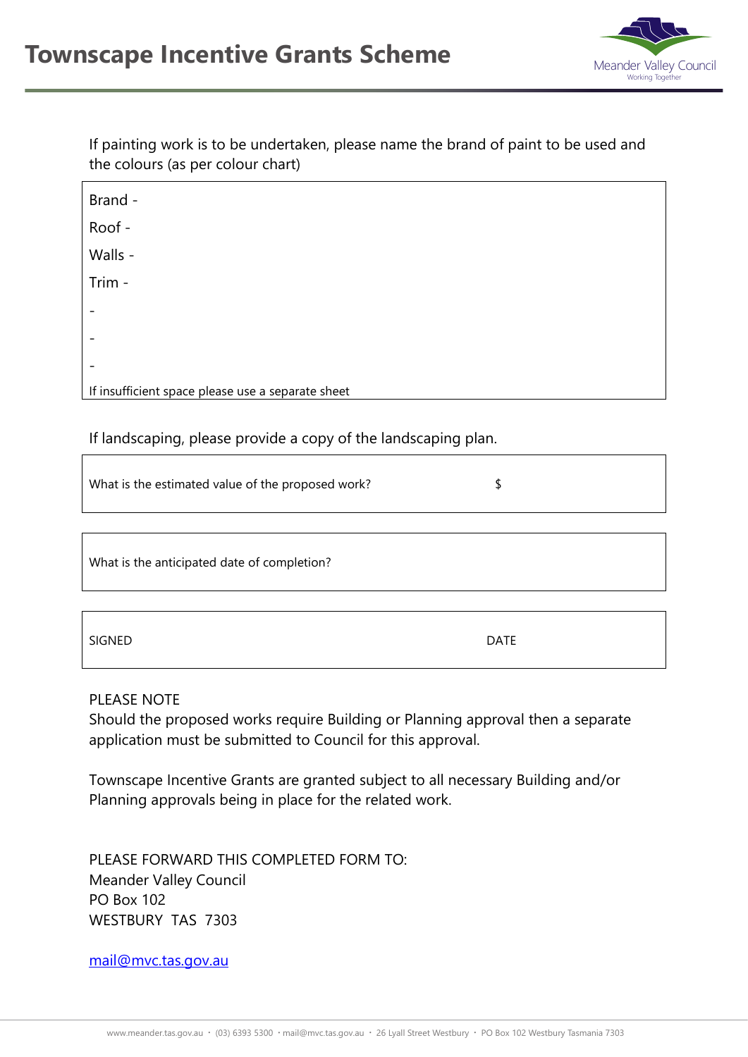# Townscape Incentive Grants Scheme

If painting work is to be undertaken, please name the brand of paint to be used and the colours (as per colour chart)

Brand -

Roof -

Walls -

Trim -

-

-

-

If insufficient space please use a separate sheet

If landscaping, please provide a copy of the landscaping plan.

What is the estimated value of the proposed work? $

What is the anticipated date of completion?

SIGNED DATE

PLEASE NOTE

Should the proposed works require Building or Planning approval then a separate application must be submitted to Council for this approval.

Townscape Incentive Grants are granted subject to all necessary Building and/or Planning approvals being in place for the related work.

PLEASE FORWARD THIS COMPLETED FORM TO:
Meander Valley Council
PO Box 102
WESTBURY TAS 7303

mail@mvc.tas.gov.au